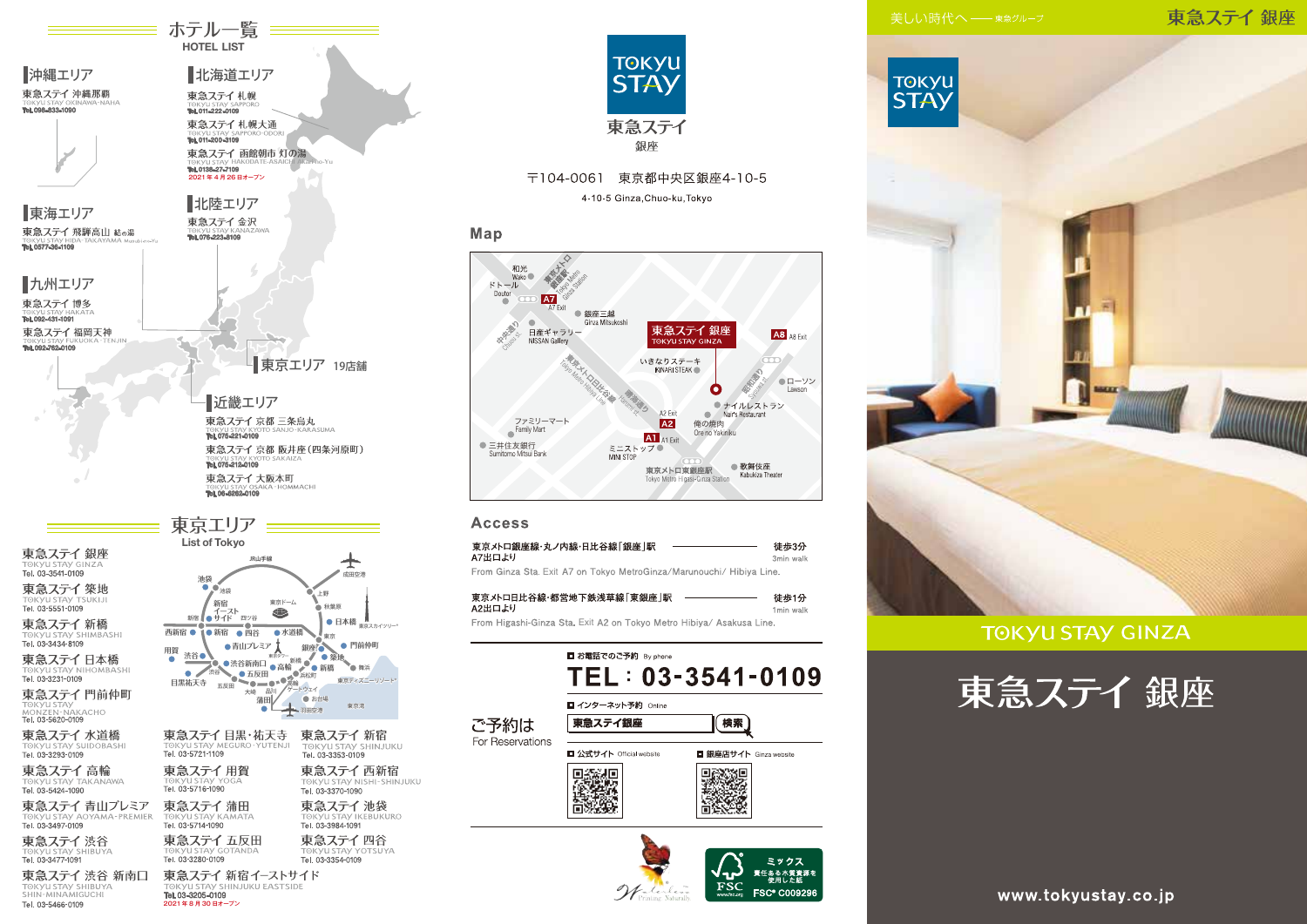# ホテル一覧
HOTEL LIST

## 沖縄エリア

東急ステイ 沖縄那覇
TOKYU STAY OKINAWA-NAHA
Tel. 098-833-1090

## 北海道エリア

東急ステイ 札幌
TOKYU STAY SAPPORO
Tel. 011-222-0109

東急ステイ 札幌大通
TOKYU STAY SAPPORO-ODORI
Tel. 011-200-3109

東急ステイ 函館朝市 灯の湯
TOKYU STAY HAKODATE-ASAICHI Akari-no-Yu
Tel. 0138-27-7109
2021年4月26日オープン

## 東海エリア

東急ステイ 飛騨高山 結の湯
TOKYU STAY HIDA-TAKAYAMA Musubi-no-Yu
Tel. 0577-36-1109

## 北陸エリア

東急ステイ 金沢
TOKYU STAY KANAZAWA
Tel. 076-223-8109

## 九州エリア

東急ステイ 博多
TOKYU STAY HAKATA
Tel. 092-431-1091

東急ステイ 福岡天神
TOKYU STAY FUKUOKA-TENJIN
Tel. 092-762-0109

## 東京エリア 19店舗

## 近畿エリア

東急ステイ 京都 三条烏丸
TOKYU STAY KYOTO SANJO-KARASUMA
Tel. 075-221-0109

東急ステイ 京都 阪井座（四条河原町）
TOKYU STAY KYOTO SAKAIZA
Tel. 075-212-0109

東急ステイ 大阪本町
TOKYU STAY OSAKA-HOMMACHI
Tel. 06-6262-0109

# 東京エリア
List of Tokyo

東急ステイ 銀座
TOKYU STAY GINZA
Tel. 03-3541-0109

東急ステイ 築地
TOKYU STAY TSUKIJI
Tel. 03-5551-0109

東急ステイ 新橋
TOKYU STAY SHIMBASHI
Tel. 03-3434-8109

東急ステイ 日本橋
TOKYU STAY NIHOMBASHI
Tel. 03-3231-0109

東急ステイ 門前仲町
TOKYU STAY MONZEN-NAKACHO
Tel. 03-5620-0109

東急ステイ 水道橋
TOKYU STAY SUIDOBASHI
Tel. 03-3293-0109

東急ステイ 高輪
TOKYU STAY TAKANAWA
Tel. 03-5424-1090

東急ステイ 青山プレミア
TOKYU STAY AOYAMA-PREMIER
Tel. 03-3497-0109

東急ステイ 渋谷
TOKYU STAY SHIBUYA
Tel. 03-3477-1091

東急ステイ 渋谷 新南口
TOKYU STAY SHIBUYA SHIN-MINAMIGUCHI
Tel. 03-5466-0109

東急ステイ 目黒・祐天寺
TOKYU STAY MEGURO-YUTENJI
Tel. 03-5721-1109

東急ステイ 用賀
TOKYU STAY YOGA
Tel. 03-5716-1090

東急ステイ 蒲田
TOKYU STAY KAMATA
Tel. 03-5714-1090

東急ステイ 五反田
TOKYU STAY GOTANDA
Tel. 03-3280-0109

東急ステイ 新宿イーストサイド
TOKYU STAY SHINJUKU EASTSIDE
Tel. 03-3205-0109
2021年8月30日オープン

東急ステイ 新宿
TOKYU STAY SHINJUKU
Tel. 03-3353-0109

東急ステイ 西新宿
TOKYU STAY NISHI-SHINJUKU
Tel. 03-3370-1090

東急ステイ 池袋
TOKYU STAY IKEBUKURO
Tel. 03-3984-1091

東急ステイ 四谷
TOKYU STAY YOTSUYA
Tel. 03-3354-0109

---

TOKYU STAY
東急ステイ
銀座

〒104-0061 東京都中央区銀座4-10-5
4-10-5 Ginza,Chuo-ku,Tokyo

## Map

## Access

東京メトロ銀座線・丸ノ内線・日比谷線「銀座」駅 A7出口より —— 徒歩3分 3min walk
From Ginza Sta. Exit A7 on Tokyo MetroGinza/Marunouchi/ Hibiya Line.

東京メトロ日比谷線・都営地下鉄浅草線「東銀座」駅 A2出口より —— 徒歩1分 1min walk
From Higashi-Ginza Sta. Exit A2 on Tokyo Metro Hibiya/ Asakusa Line.

## ご予約は
For Reservations

■ お電話でのご予約 By phone
**TEL：03-3541-0109**

■ インターネット予約 Online
東急ステイ銀座 検索

■ 公式サイト Official website
■ 銀座店サイト Ginza website

---

美しい時代へ ―― 東急グループ

東急ステイ 銀座

TOKYU STAY GINZA

# 東急ステイ 銀座

www.tokyustay.co.jp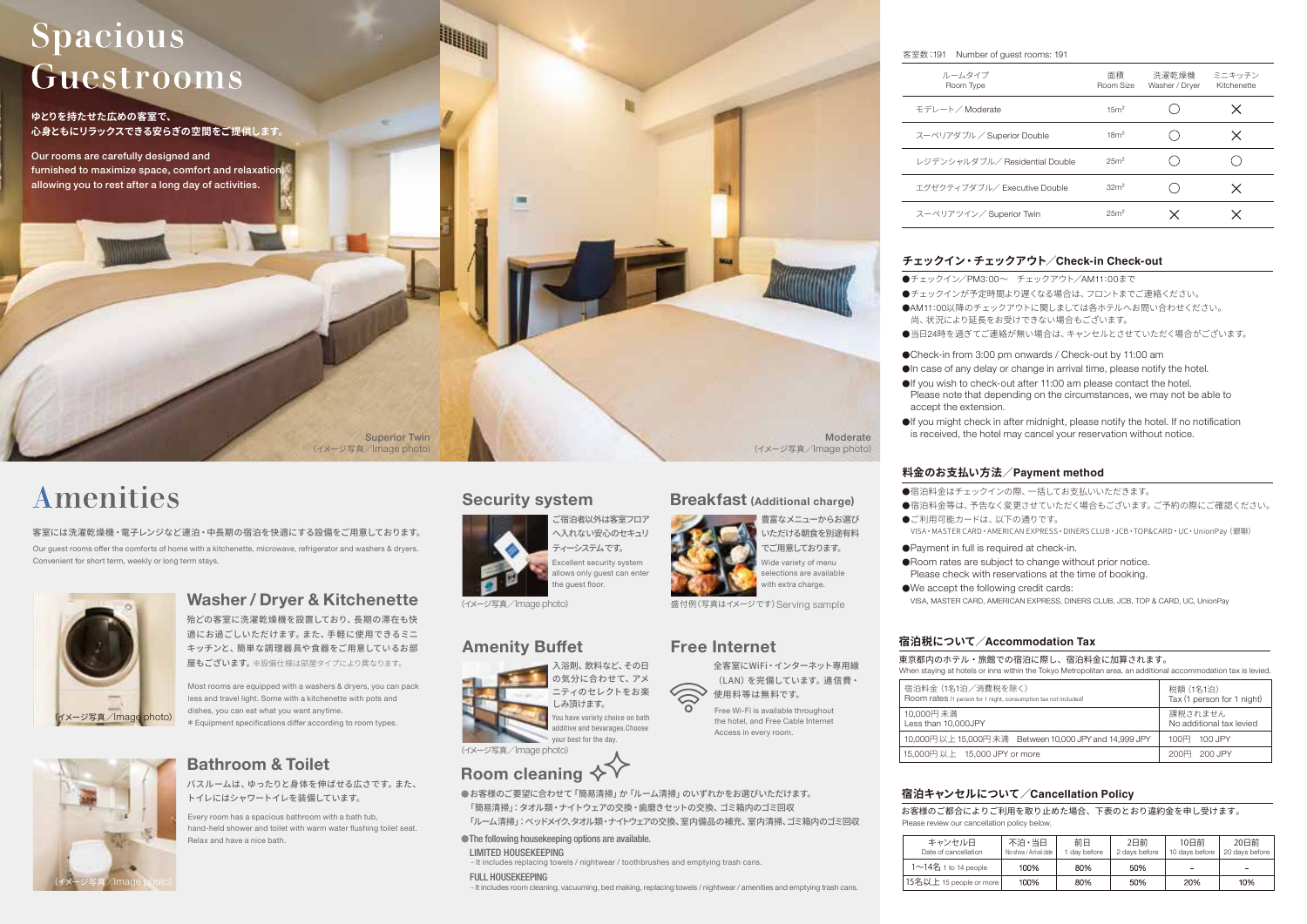# Spacious Guestrooms

**ゆとりを持たせた広めの客室で、心身ともにリラックスできる安らぎの空間をご提供します。**

Our rooms are carefully designed and furnished to maximize space, comfort and relaxation, allowing you to rest after a long day of activities.

Superior Twin
(イメージ写真／Image photo)

Moderate
(イメージ写真／Image photo)

# Amenities

客室には洗濯乾燥機・電子レンジなど連泊・中長期の宿泊を快適にする設備をご用意しております。

Our guest rooms offer the comforts of home with a kitchenette, microwave, refrigerator and washers & dryers. Convenient for short term, weekly or long term stays.

## Washer / Dryer & Kitchenette

殆どの客室に洗濯乾燥機を設置しており、長期の滞在も快適にお過ごしいただけます。また、手軽に使用できるミニキッチンと、簡単な調理器具や食器をご用意しているお部屋もございます。※設備仕様は部屋タイプにより異なります。

Most rooms are equipped with a washers & dryers, you can pack less and travel light. Some with a kitchenette with pots and dishes, you can eat what you want anytime.
＊Equipment specifications differ according to room types.

(イメージ写真／Image photo)

## Bathroom & Toilet

バスルームは、ゆったりと身体を伸ばせる広さです。また、トイレにはシャワートイレを装備しています。

Every room has a spacious bathroom with a bath tub, hand-held shower and toilet with warm water flushing toilet seat. Relax and have a nice bath.

(イメージ写真／Image photo)

## Security system

ご宿泊者以外は客室フロアへ入れない安心のセキュリティーシステムです。

Excellent security system allows only guest can enter the guest floor.

(イメージ写真／Image photo)

## Breakfast (Additional charge)

豊富なメニューからお選びいただける朝食を別途有料でご用意しております。

Wide variety of menu selections are available with extra charge.

盛付例(写真はイメージです) Serving sample

## Amenity Buffet

入浴剤、飲料など、その日の気分に合わせて、アメニティのセレクトをお楽しみ頂けます。

You have variety choice on bath additive and bevarages.Choose your best for the day.

(イメージ写真／Image photo)

## Free Internet

全客室にWiFi・インターネット専用線（LAN）を完備しています。通信費・使用料等は無料です。

Free Wi-Fi is available throughout the hotel, and Free Cable Internet Access in every room.

## Room cleaning

●お客様のご要望に合わせて「簡易清掃」か「ルーム清掃」のいずれかをお選びいただけます。
「簡易清掃」：タオル類・ナイトウェアの交換・歯磨きセットの交換、ゴミ箱内のゴミ回収
「ルーム清掃」：ベッドメイク、タオル類・ナイトウェアの交換、室内備品の補充、室内清掃、ゴミ箱内のゴミ回収

●The following housekeeping options are available.

LIMITED HOUSEKEEPING
- It includes replacing towels / nightwear / toothbrushes and emptying trash cans.

FULL HOUSEKEEPING
- It includes room cleaning, vacuuming, bed making, replacing towels / nightwear / amenities and emptying trash cans.

客室数：191　Number of guest rooms: 191

| ルームタイプ Room Type | 面積 Room Size | 洗濯乾燥機 Washer / Dryer | ミニキッチン Kitchenette |
|---|---|---|---|
| モデレート／Moderate | 15m² | ○ | × |
| スーペリアダブル／Superior Double | 18m² | ○ | × |
| レジデンシャルダブル／Residential Double | 25m² | ○ | ○ |
| エグゼクティブダブル／Executive Double | 32m² | ○ | × |
| スーペリアツイン／Superior Twin | 25m² | × | × |

## チェックイン・チェックアウト／Check-in Check-out

●チェックイン／PM3:00～　チェックアウト／AM11:00まで
●チェックインが予定時間より遅くなる場合は、フロントまでご連絡ください。
●AM11:00以降のチェックアウトに関しましては各ホテルへお問い合わせください。
尚、状況により延長をお受けできない場合もございます。
●当日24時を過ぎてご連絡が無い場合は、キャンセルとさせていただく場合がございます。

●Check-in from 3:00 pm onwards / Check-out by 11:00 am
●In case of any delay or change in arrival time, please notify the hotel.
●If you wish to check-out after 11:00 am please contact the hotel.
Please note that depending on the circumstances, we may not be able to accept the extension.
●If you might check in after midnight, please notify the hotel. If no notification is received, the hotel may cancel your reservation without notice.

## 料金のお支払い方法／Payment method

●宿泊料金はチェックインの際、一括してお支払いいただきます。
●宿泊料金等は、予告なく変更させていただく場合もございます。ご予約の際にご確認ください。
●ご利用可能カードは、以下の通りです。
VISA・MASTER CARD・AMERICAN EXPRESS・DINERS CLUB・JCB・TOP&CARD・UC・UnionPay（銀聯）

●Payment in full is required at check-in.
●Room rates are subject to change without prior notice.
Please check with reservations at the time of booking.
●We accept the following credit cards:
VISA, MASTER CARD, AMERICAN EXPRESS, DINERS CLUB, JCB, TOP & CARD, UC, UnionPay

## 宿泊税について／Accommodation Tax

東京都内のホテル・旅館での宿泊に際し、宿泊料金に加算されます。
When staying at hotels or inns within the Tokyo Metropolitan area, an additional accommodation tax is levied.

| 宿泊料金（1名1泊／消費税を除く） Room rates (1 person for 1 night, consumption tax not included) | 税額（1名1泊） Tax (1 person for 1 night) |
|---|---|
| 10,000円未満 Less than 10,000JPY | 課税されません No additional tax levied |
| 10,000円以上15,000円未満　Between 10,000 JPY and 14,999 JPY | 100円　100 JPY |
| 15,000円以上　15,000 JPY or more | 200円　200 JPY |

## 宿泊キャンセルについて／Cancellation Policy

お客様のご都合によりご利用を取り止めた場合、下表のとおり違約金を申し受けます。
Please review our cancellation policy below.

| キャンセル日 Date of cancellation | 不泊・当日 No show / Arrival date | 前日 1 day before | 2日前 2 days before | 10日前 10 days before | 20日前 20 days before |
|---|---|---|---|---|---|
| 1～14名 1 to 14 people | 100% | 80% | 50% | － | － |
| 15名以上 15 people or more | 100% | 80% | 50% | 20% | 10% |